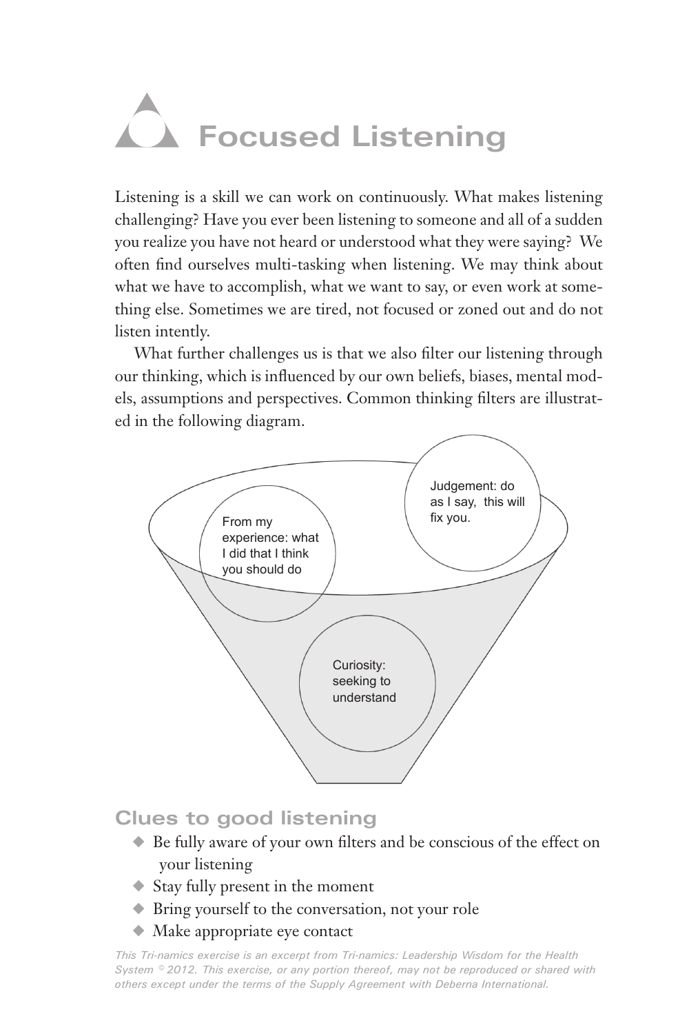# Focused Listening

Listening is a skill we can work on continuously. What makes listening challenging? Have you ever been listening to someone and all of a sudden you realize you have not heard or understood what they were saying? We often find ourselves multi-tasking when listening. We may think about what we have to accomplish, what we want to say, or even work at something else. Sometimes we are tired, not focused or zoned out and do not listen intently.

What further challenges us is that we also filter our listening through our thinking, which is influenced by our own beliefs, biases, mental models, assumptions and perspectives. Common thinking filters are illustrated in the following diagram.

From my experience: what I did that I think you should do

Judgement: do as I say, this will fix you.

Curiosity: seeking to understand

## Clues to good listening

- Be fully aware of your own filters and be conscious of the effect on your listening
- Stay fully present in the moment
- Bring yourself to the conversation, not your role
- Make appropriate eye contact

*This Tri-namics exercise is an excerpt from Tri-namics: Leadership Wisdom for the Health System © 2012. This exercise, or any portion thereof, may not be reproduced or shared with others except under the terms of the Supply Agreement with Deberna International.*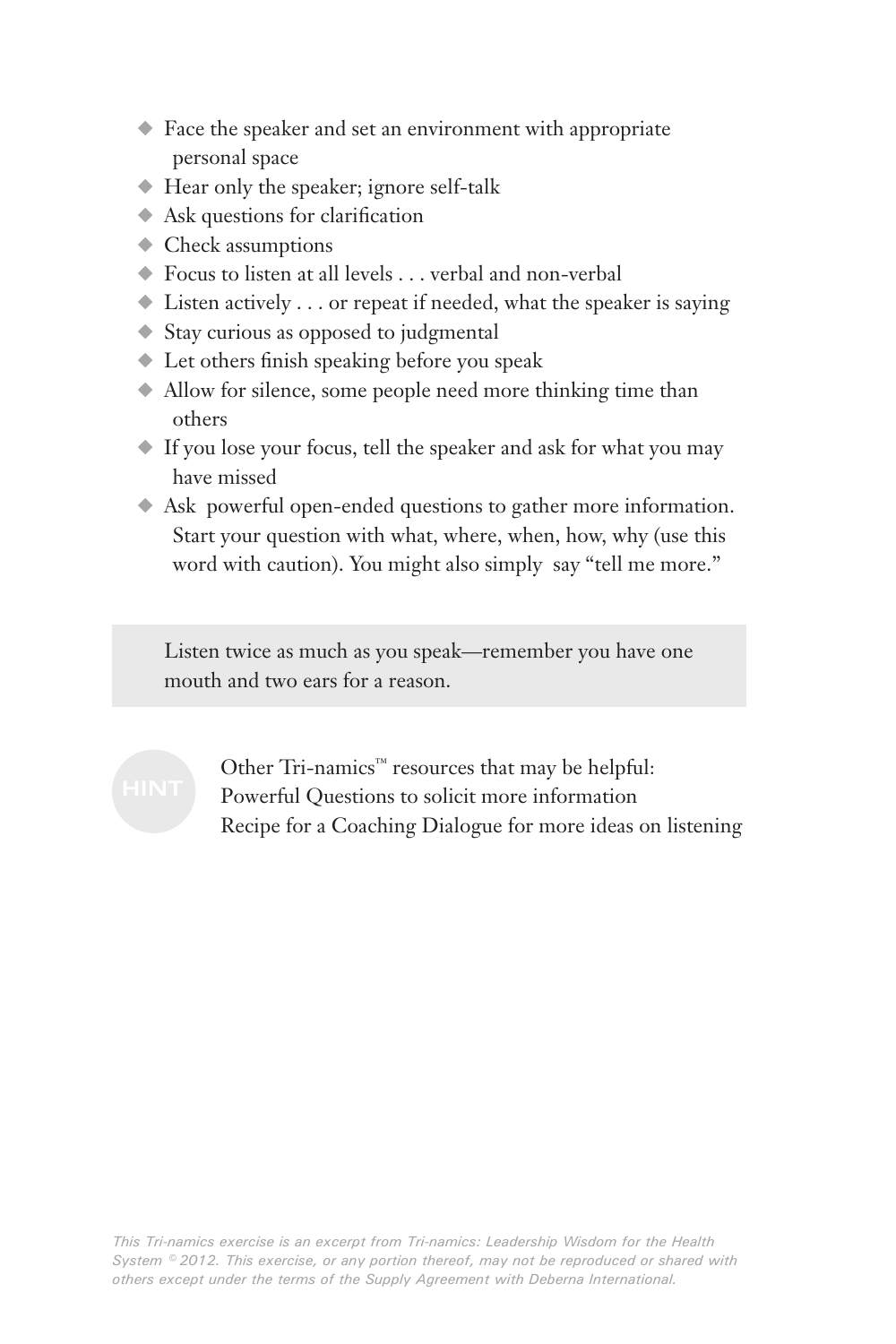- Face the speaker and set an environment with appropriate personal space
- Hear only the speaker; ignore self-talk
- Ask questions for clarification
- Check assumptions
- Focus to listen at all levels . . . verbal and non-verbal
- Listen actively . . . or repeat if needed, what the speaker is saying
- Stay curious as opposed to judgmental
- Let others finish speaking before you speak
- Allow for silence, some people need more thinking time than others
- If you lose your focus, tell the speaker and ask for what you may have missed
- Ask powerful open-ended questions to gather more information. Start your question with what, where, when, how, why (use this word with caution). You might also simply say "tell me more."

> Listen twice as much as you speak—remember you have one mouth and two ears for a reason.

**HINT**

Other Tri-namics™ resources that may be helpful:
Powerful Questions to solicit more information
Recipe for a Coaching Dialogue for more ideas on listening

*This Tri-namics exercise is an excerpt from Tri-namics: Leadership Wisdom for the Health System © 2012. This exercise, or any portion thereof, may not be reproduced or shared with others except under the terms of the Supply Agreement with Deberna International.*